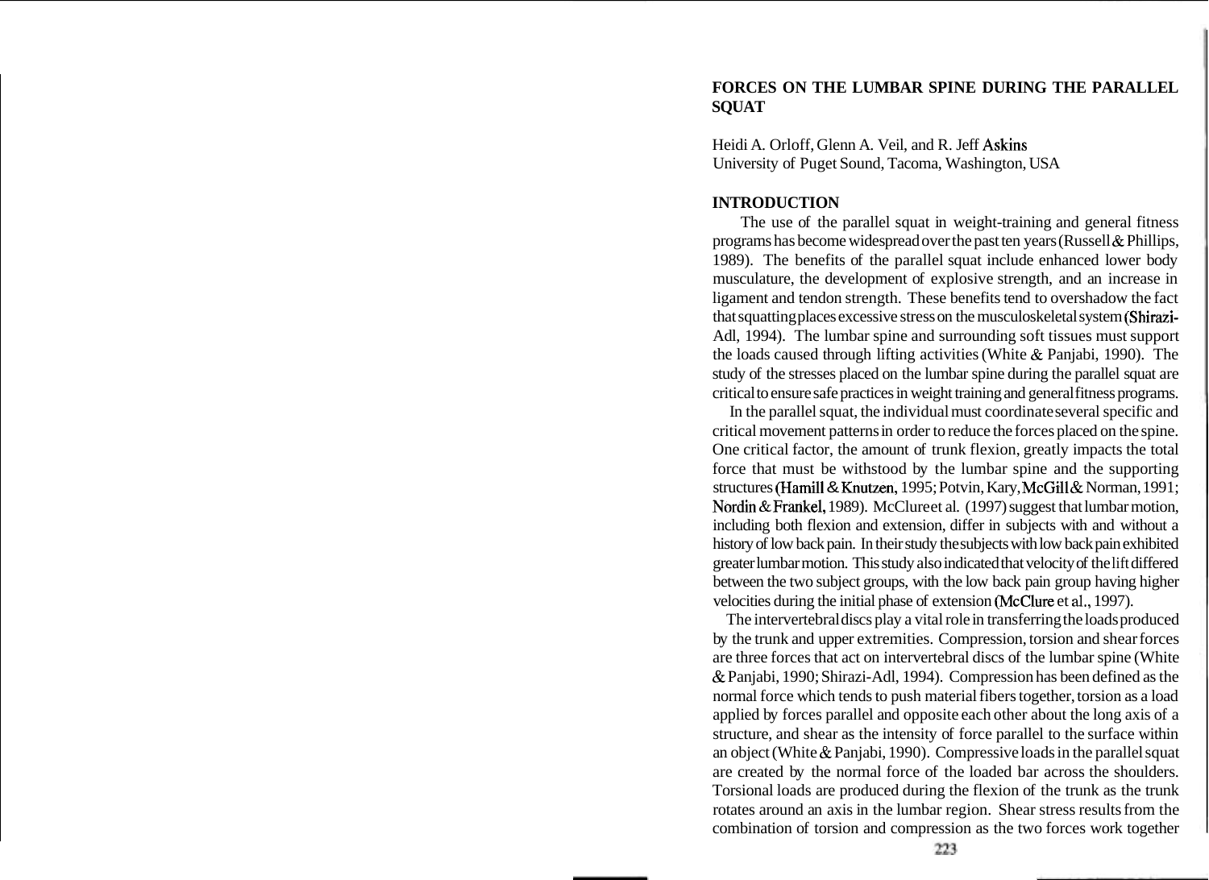# FORCES ON THE LUMBAR SPINE DURING THE PARALLEL SQUAT

Heidi A. Orloff, Glenn A. Veil, and R. Jeff Askins
University of Puget Sound, Tacoma, Washington, USA

## INTRODUCTION

The use of the parallel squat in weight-training and general fitness programs has become widespread over the past ten years (Russell & Phillips, 1989). The benefits of the parallel squat include enhanced lower body musculature, the development of explosive strength, and an increase in ligament and tendon strength. These benefits tend to overshadow the fact that squatting places excessive stress on the musculoskeletal system (Shirazi-Adl, 1994). The lumbar spine and surrounding soft tissues must support the loads caused through lifting activities (White & Panjabi, 1990). The study of the stresses placed on the lumbar spine during the parallel squat are critical to ensure safe practices in weight training and general fitness programs.

In the parallel squat, the individual must coordinate several specific and critical movement patterns in order to reduce the forces placed on the spine. One critical factor, the amount of trunk flexion, greatly impacts the total force that must be withstood by the lumbar spine and the supporting structures (Hamill & Knutzen, 1995; Potvin, Kary, McGill & Norman, 1991; Nordin & Frankel, 1989). McClure et al. (1997) suggest that lumbar motion, including both flexion and extension, differ in subjects with and without a history of low back pain. In their study the subjects with low back pain exhibited greater lumbar motion. This study also indicated that velocity of the lift differed between the two subject groups, with the low back pain group having higher velocities during the initial phase of extension (McClure et al., 1997).

The intervertebral discs play a vital role in transferring the loads produced by the trunk and upper extremities. Compression, torsion and shear forces are three forces that act on intervertebral discs of the lumbar spine (White & Panjabi, 1990; Shirazi-Adl, 1994). Compression has been defined as the normal force which tends to push material fibers together, torsion as a load applied by forces parallel and opposite each other about the long axis of a structure, and shear as the intensity of force parallel to the surface within an object (White & Panjabi, 1990). Compressive loads in the parallel squat are created by the normal force of the loaded bar across the shoulders. Torsional loads are produced during the flexion of the trunk as the trunk rotates around an axis in the lumbar region. Shear stress results from the combination of torsion and compression as the two forces work together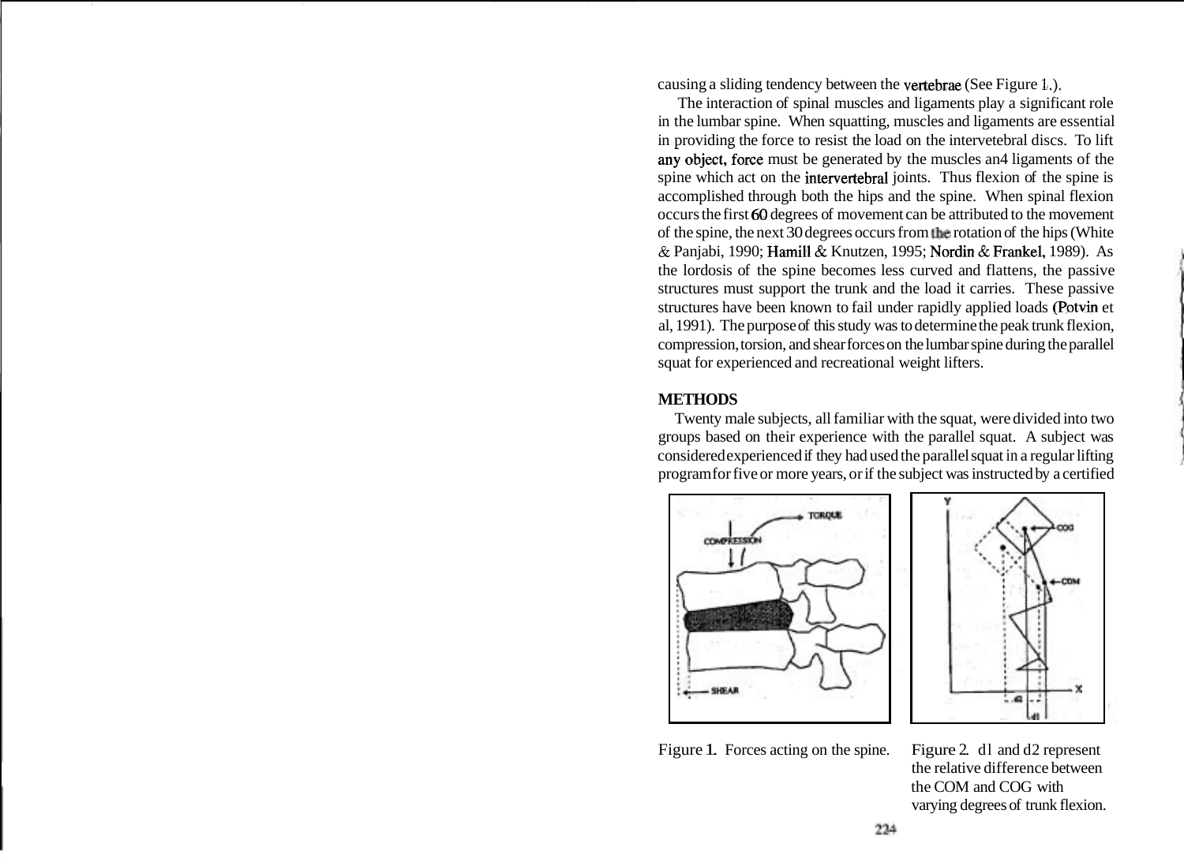causing a sliding tendency between the vertebrae (See Figure 1.).

The interaction of spinal muscles and ligaments play a significant role in the lumbar spine. When squatting, muscles and ligaments are essential in providing the force to resist the load on the intervetebral discs. To lift any object, force must be generated by the muscles an4 ligaments of the spine which act on the intervertebral joints. Thus flexion of the spine is accomplished through both the hips and the spine. When spinal flexion occurs the first 60 degrees of movement can be attributed to the movement of the spine, the next 30 degrees occurs from the rotation of the hips (White & Panjabi, 1990; Hamill & Knutzen, 1995; Nordin & Frankel, 1989). As the lordosis of the spine becomes less curved and flattens, the passive structures must support the trunk and the load it carries. These passive structures have been known to fail under rapidly applied loads (Potvin et al, 1991). The purpose of this study was to determine the peak trunk flexion, compression, torsion, and shear forces on the lumbar spine during the parallel squat for experienced and recreational weight lifters.

## METHODS

Twenty male subjects, all familiar with the squat, were divided into two groups based on their experience with the parallel squat. A subject was considered experienced if they had used the parallel squat in a regular lifting program for five or more years, or if the subject was instructed by a certified

Figure 1. Forces acting on the spine.

Figure 2. d1 and d2 represent the relative difference between the COM and COG with varying degrees of trunk flexion.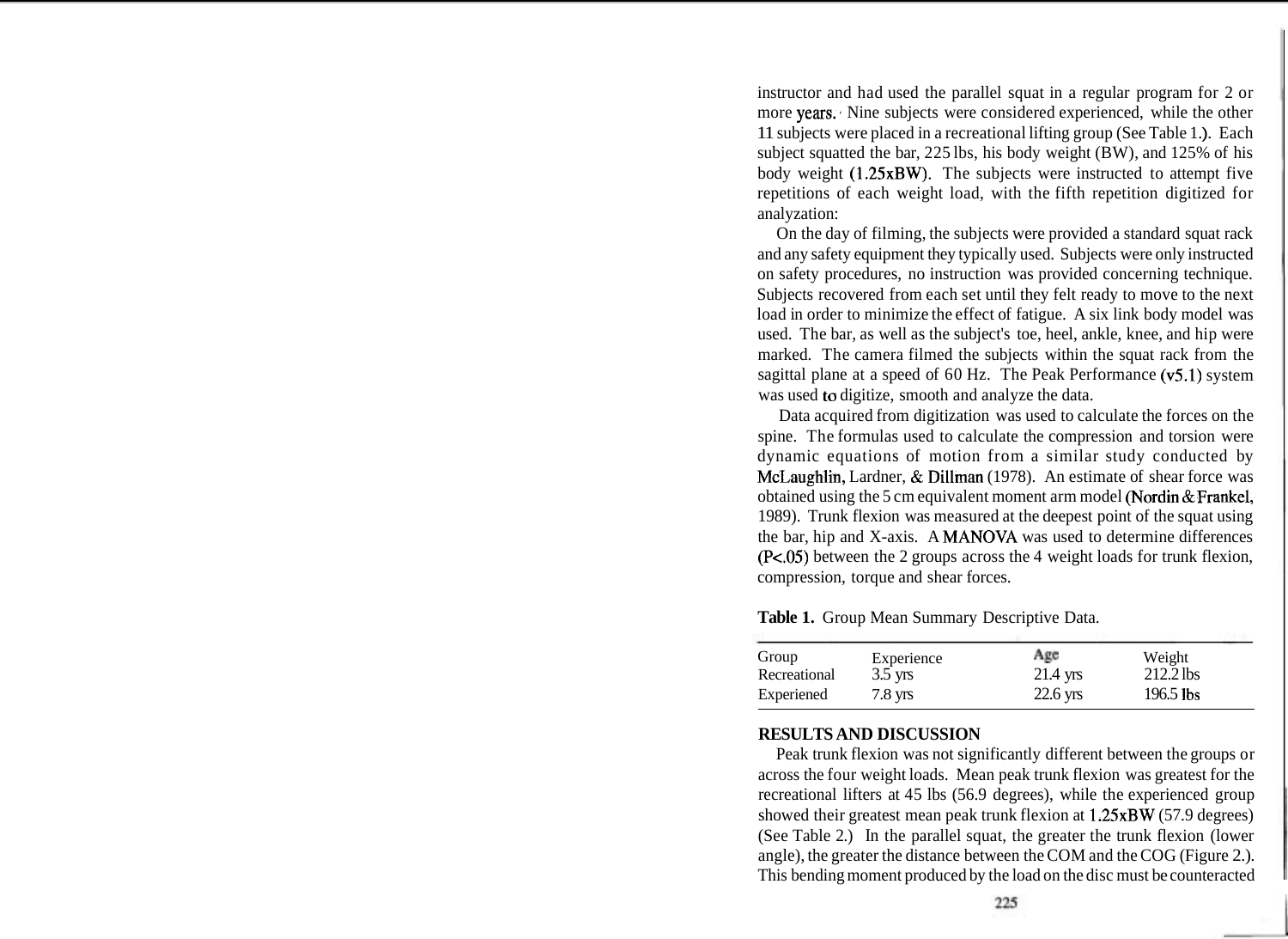instructor and had used the parallel squat in a regular program for 2 or more years. Nine subjects were considered experienced, while the other 11 subjects were placed in a recreational lifting group (See Table 1.). Each subject squatted the bar, 225 lbs, his body weight (BW), and 125% of his body weight (1.25xBW). The subjects were instructed to attempt five repetitions of each weight load, with the fifth repetition digitized for analyzation:

On the day of filming, the subjects were provided a standard squat rack and any safety equipment they typically used. Subjects were only instructed on safety procedures, no instruction was provided concerning technique. Subjects recovered from each set until they felt ready to move to the next load in order to minimize the effect of fatigue. A six link body model was used. The bar, as well as the subject's toe, heel, ankle, knee, and hip were marked. The camera filmed the subjects within the squat rack from the sagittal plane at a speed of 60 Hz. The Peak Performance (v5.1) system was used to digitize, smooth and analyze the data.

Data acquired from digitization was used to calculate the forces on the spine. The formulas used to calculate the compression and torsion were dynamic equations of motion from a similar study conducted by McLaughlin, Lardner, & Dillman (1978). An estimate of shear force was obtained using the 5 cm equivalent moment arm model (Nordin & Frankel, 1989). Trunk flexion was measured at the deepest point of the squat using the bar, hip and X-axis. A MANOVA was used to determine differences ($P<.05$) between the 2 groups across the 4 weight loads for trunk flexion, compression, torque and shear forces.

**Table 1.** Group Mean Summary Descriptive Data.

| Group | Experience | Age | Weight |
|---|---|---|---|
| Recreational | 3.5 yrs | 21.4 yrs | 212.2 lbs |
| Experiened | 7.8 yrs | 22.6 yrs | 196.5 lbs |

## RESULTS AND DISCUSSION

Peak trunk flexion was not significantly different between the groups or across the four weight loads. Mean peak trunk flexion was greatest for the recreational lifters at 45 lbs (56.9 degrees), while the experienced group showed their greatest mean peak trunk flexion at 1.25xBW (57.9 degrees) (See Table 2.) In the parallel squat, the greater the trunk flexion (lower angle), the greater the distance between the COM and the COG (Figure 2.). This bending moment produced by the load on the disc must be counteracted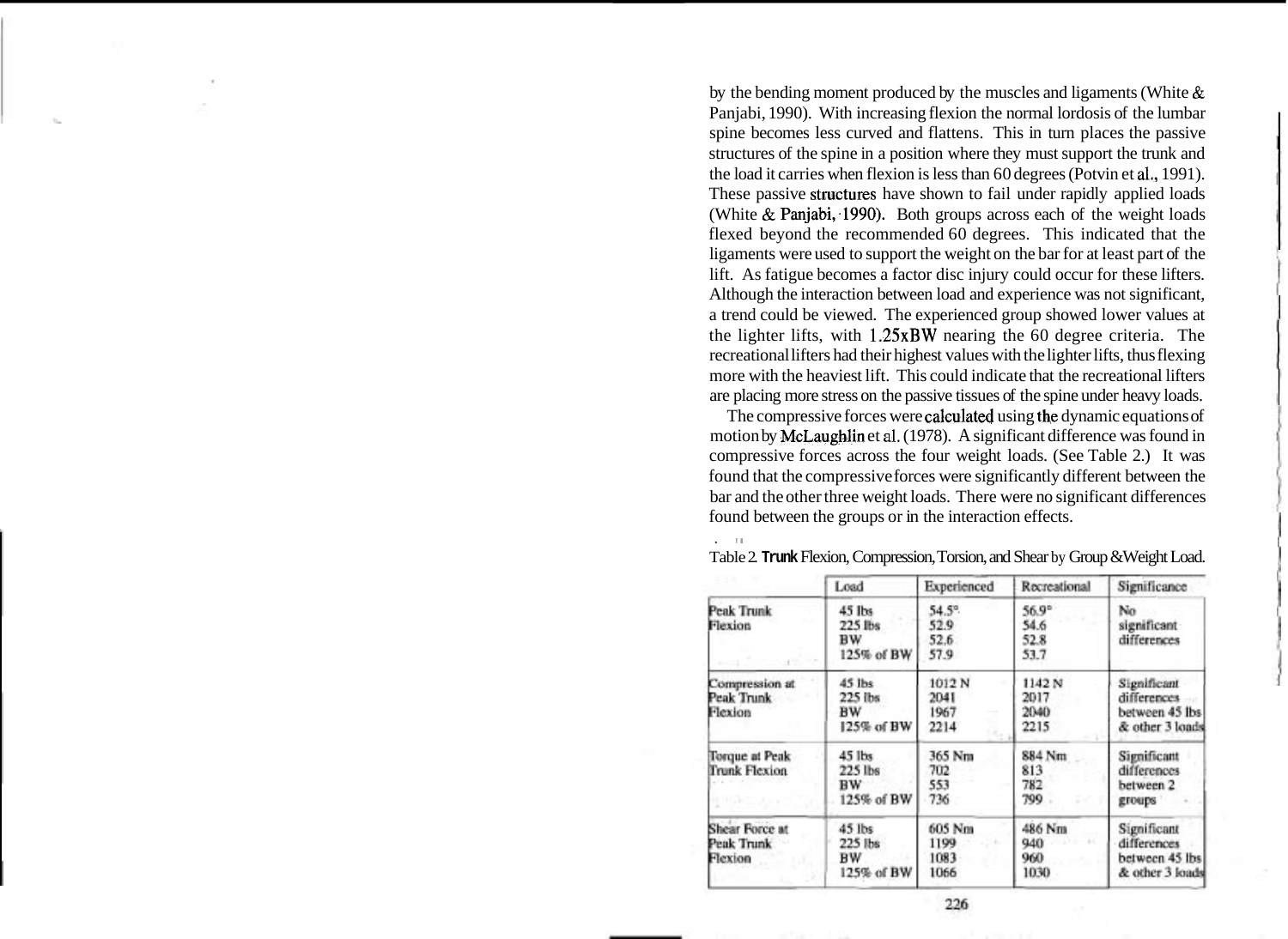by the bending moment produced by the muscles and ligaments (White & Panjabi, 1990). With increasing flexion the normal lordosis of the lumbar spine becomes less curved and flattens. This in turn places the passive structures of the spine in a position where they must support the trunk and the load it carries when flexion is less than 60 degrees (Potvin et al., 1991). These passive structures have shown to fail under rapidly applied loads (White & Panjabi, 1990). Both groups across each of the weight loads flexed beyond the recommended 60 degrees. This indicated that the ligaments were used to support the weight on the bar for at least part of the lift. As fatigue becomes a factor disc injury could occur for these lifters. Although the interaction between load and experience was not significant, a trend could be viewed. The experienced group showed lower values at the lighter lifts, with 1.25xBW nearing the 60 degree criteria. The recreational lifters had their highest values with the lighter lifts, thus flexing more with the heaviest lift. This could indicate that the recreational lifters are placing more stress on the passive tissues of the spine under heavy loads.

The compressive forces were calculated using the dynamic equations of motion by McLaughlin et al. (1978). A significant difference was found in compressive forces across the four weight loads. (See Table 2.) It was found that the compressive forces were significantly different between the bar and the other three weight loads. There were no significant differences found between the groups or in the interaction effects.

Table 2. Trunk Flexion, Compression, Torsion, and Shear by Group & Weight Load.

| | Load | Experienced | Recreational | Significance |
|---|---|---|---|---|
| Peak Trunk Flexion | 45 lbs<br>225 lbs<br>BW<br>125% of BW | 54.5°<br>52.9<br>52.6<br>57.9 | 56.9°<br>54.6<br>52.8<br>53.7 | No significant differences |
| Compression at Peak Trunk Flexion | 45 lbs<br>225 lbs<br>BW<br>125% of BW | 1012 N<br>2041<br>1967<br>2214 | 1142 N<br>2017<br>2040<br>2215 | Significant differences between 45 lbs & other 3 loads |
| Torque at Peak Trunk Flexion | 45 lbs<br>225 lbs<br>BW<br>125% of BW | 365 Nm<br>702<br>553<br>736 | 884 Nm<br>813<br>782<br>799 | Significant differences between 2 groups |
| Shear Force at Peak Trunk Flexion | 45 lbs<br>225 lbs<br>BW<br>125% of BW | 605 Nm<br>1199<br>1083<br>1066 | 486 Nm<br>940<br>960<br>1030 | Significant differences between 45 lbs & other 3 loads |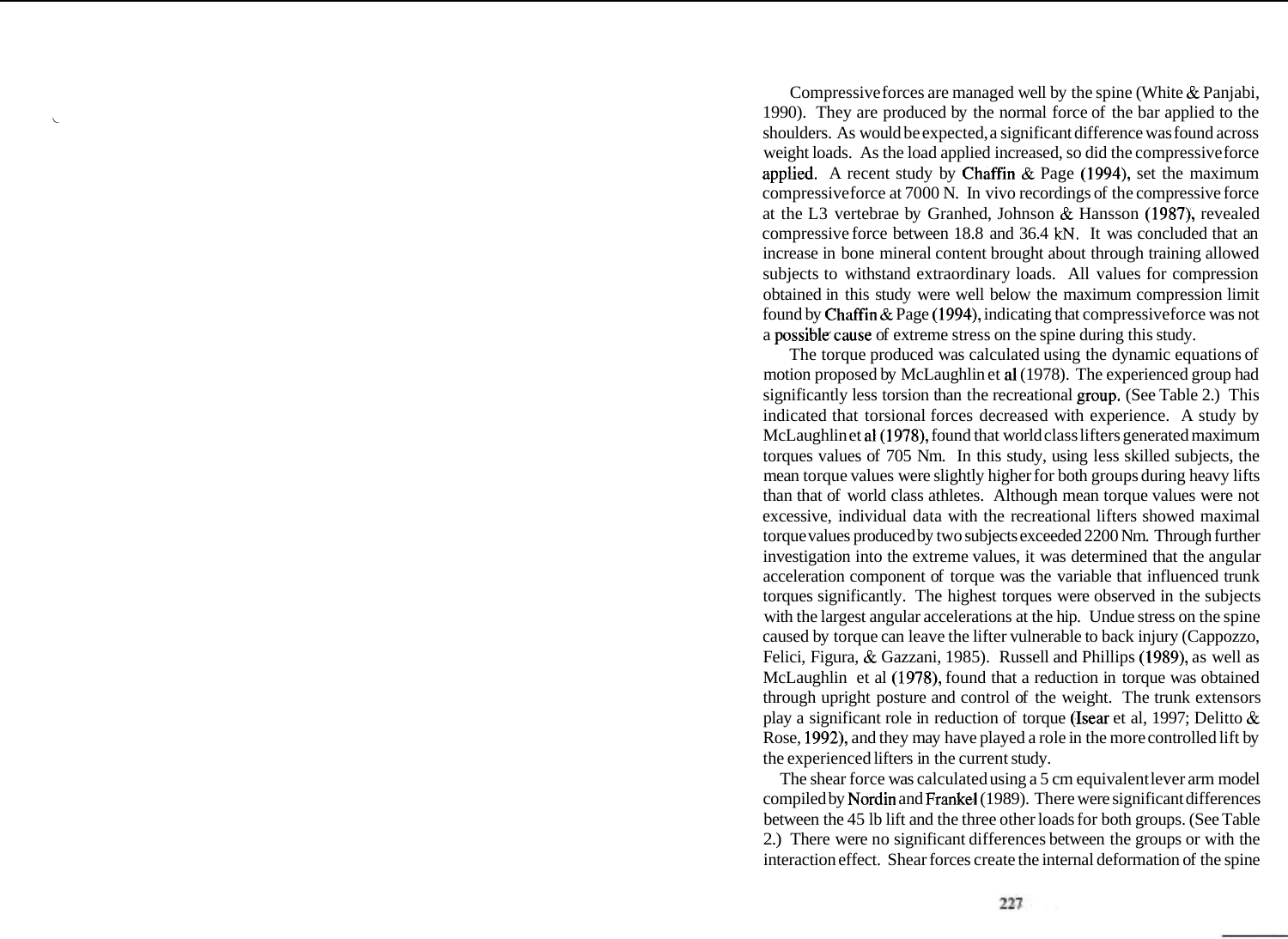Compressive forces are managed well by the spine (White & Panjabi, 1990). They are produced by the normal force of the bar applied to the shoulders. As would be expected, a significant difference was found across weight loads. As the load applied increased, so did the compressive force applied. A recent study by Chaffin & Page (1994), set the maximum compressive force at 7000 N. In vivo recordings of the compressive force at the L3 vertebrae by Granhed, Johnson & Hansson (1987), revealed compressive force between 18.8 and 36.4 kN. It was concluded that an increase in bone mineral content brought about through training allowed subjects to withstand extraordinary loads. All values for compression obtained in this study were well below the maximum compression limit found by Chaffin & Page (1994), indicating that compressive force was not a possible cause of extreme stress on the spine during this study.

The torque produced was calculated using the dynamic equations of motion proposed by McLaughlin et al (1978). The experienced group had significantly less torsion than the recreational group. (See Table 2.) This indicated that torsional forces decreased with experience. A study by McLaughlin et al (1978), found that world class lifters generated maximum torques values of 705 Nm. In this study, using less skilled subjects, the mean torque values were slightly higher for both groups during heavy lifts than that of world class athletes. Although mean torque values were not excessive, individual data with the recreational lifters showed maximal torque values produced by two subjects exceeded 2200 Nm. Through further investigation into the extreme values, it was determined that the angular acceleration component of torque was the variable that influenced trunk torques significantly. The highest torques were observed in the subjects with the largest angular accelerations at the hip. Undue stress on the spine caused by torque can leave the lifter vulnerable to back injury (Cappozzo, Felici, Figura, & Gazzani, 1985). Russell and Phillips (1989), as well as McLaughlin et al (1978), found that a reduction in torque was obtained through upright posture and control of the weight. The trunk extensors play a significant role in reduction of torque (Isear et al, 1997; Delitto & Rose, 1992), and they may have played a role in the more controlled lift by the experienced lifters in the current study.

The shear force was calculated using a 5 cm equivalent lever arm model compiled by Nordin and Frankel (1989). There were significant differences between the 45 lb lift and the three other loads for both groups. (See Table 2.) There were no significant differences between the groups or with the interaction effect. Shear forces create the internal deformation of the spine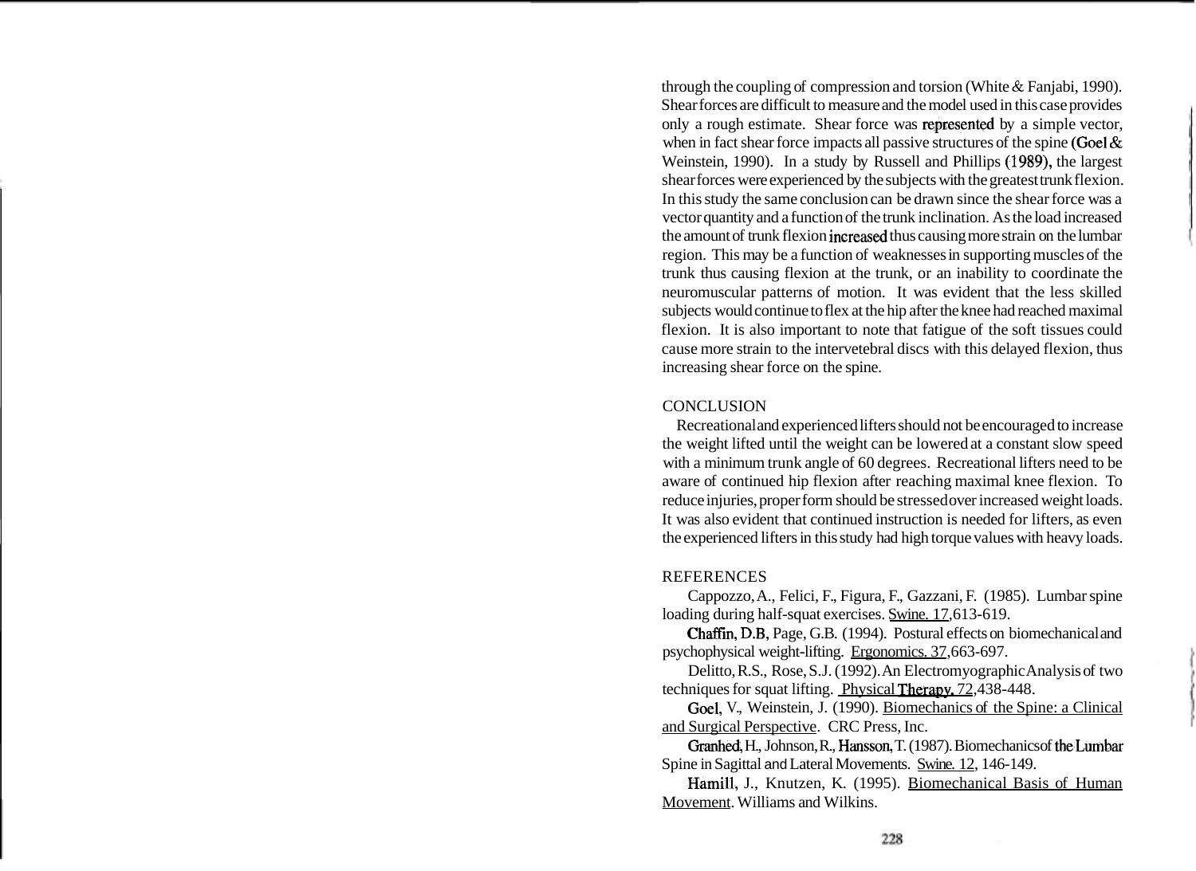through the coupling of compression and torsion (White & Fanjabi, 1990). Shear forces are difficult to measure and the model used in this case provides only a rough estimate. Shear force was represented by a simple vector, when in fact shear force impacts all passive structures of the spine (Goel & Weinstein, 1990). In a study by Russell and Phillips (1989), the largest shear forces were experienced by the subjects with the greatest trunk flexion. In this study the same conclusion can be drawn since the shear force was a vector quantity and a function of the trunk inclination. As the load increased the amount of trunk flexion increased thus causing more strain on the lumbar region. This may be a function of weaknesses in supporting muscles of the trunk thus causing flexion at the trunk, or an inability to coordinate the neuromuscular patterns of motion. It was evident that the less skilled subjects would continue to flex at the hip after the knee had reached maximal flexion. It is also important to note that fatigue of the soft tissues could cause more strain to the intervetebral discs with this delayed flexion, thus increasing shear force on the spine.

## CONCLUSION

Recreational and experienced lifters should not be encouraged to increase the weight lifted until the weight can be lowered at a constant slow speed with a minimum trunk angle of 60 degrees. Recreational lifters need to be aware of continued hip flexion after reaching maximal knee flexion. To reduce injuries, proper form should be stressed over increased weight loads. It was also evident that continued instruction is needed for lifters, as even the experienced lifters in this study had high torque values with heavy loads.

## REFERENCES

Cappozzo, A., Felici, F., Figura, F., Gazzani, F. (1985). Lumbar spine loading during half-squat exercises. Swine. 17, 613-619.

Chaffin, D.B, Page, G.B. (1994). Postural effects on biomechanical and psychophysical weight-lifting. Ergonomics. 37, 663-697.

Delitto, R.S., Rose, S.J. (1992). An Electromyographic Analysis of two techniques for squat lifting. Physical Therapy. 72, 438-448.

Goel, V., Weinstein, J. (1990). Biomechanics of the Spine: a Clinical and Surgical Perspective. CRC Press, Inc.

Granhed, H., Johnson, R., Hansson, T. (1987). Biomechanics of the Lumbar Spine in Sagittal and Lateral Movements. Swine. 12, 146-149.

Hamill, J., Knutzen, K. (1995). Biomechanical Basis of Human Movement. Williams and Wilkins.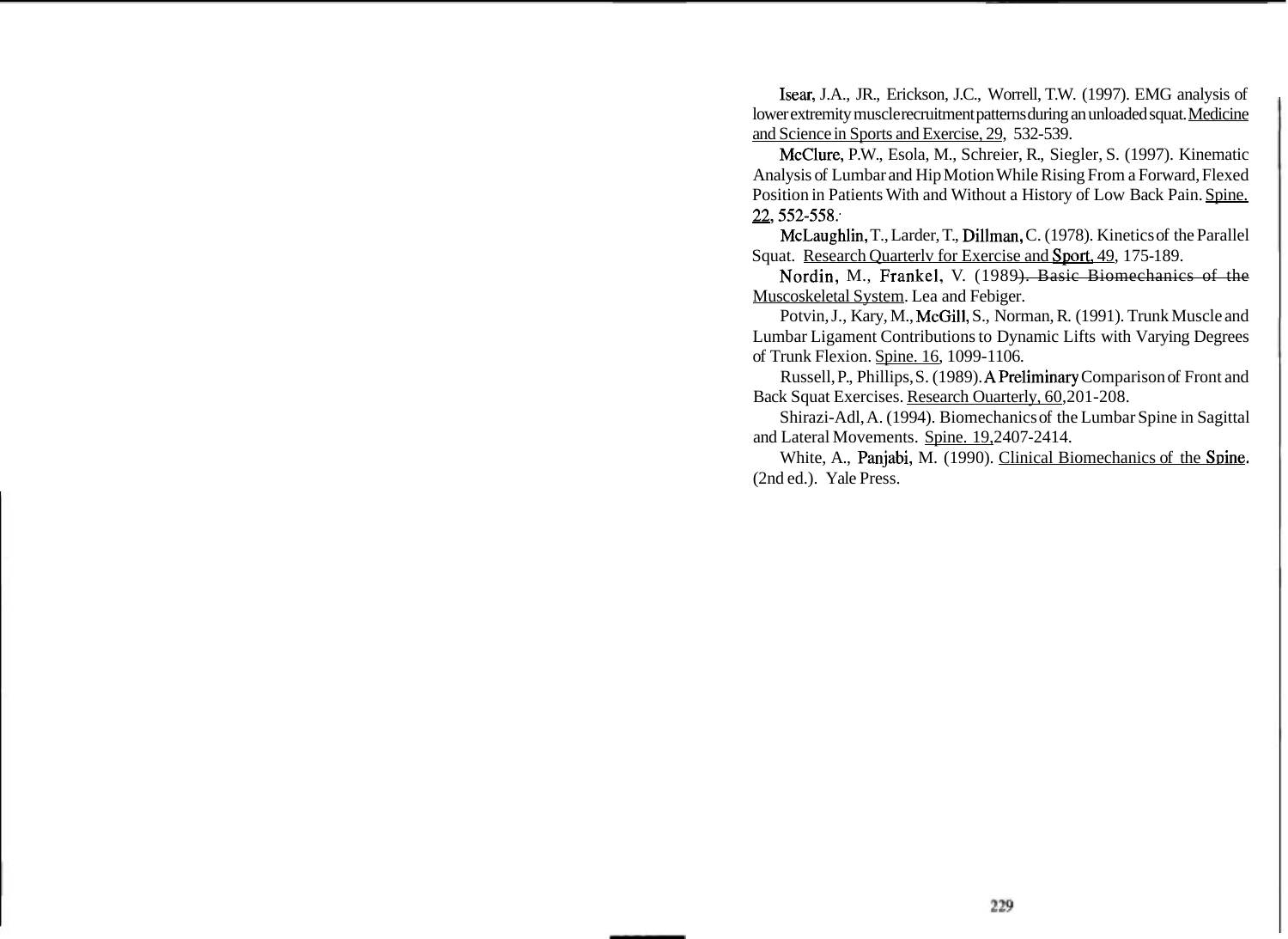Isear, J.A., JR., Erickson, J.C., Worrell, T.W. (1997). EMG analysis of lower extremity muscle recruitment patterns during an unloaded squat. Medicine and Science in Sports and Exercise, 29, 532-539.

McClure, P.W., Esola, M., Schreier, R., Siegler, S. (1997). Kinematic Analysis of Lumbar and Hip Motion While Rising From a Forward, Flexed Position in Patients With and Without a History of Low Back Pain. Spine. 22, 552-558.

McLaughlin, T., Larder, T., Dillman, C. (1978). Kinetics of the Parallel Squat. Research Quarterlv for Exercise and Sport, 49, 175-189.

Nordin, M., Frankel, V. (1989). Basic Biomechanics of the Muscoskeletal System. Lea and Febiger.

Potvin, J., Kary, M., McGill, S., Norman, R. (1991). Trunk Muscle and Lumbar Ligament Contributions to Dynamic Lifts with Varying Degrees of Trunk Flexion. Spine. 16, 1099-1106.

Russell, P., Phillips, S. (1989). A Preliminary Comparison of Front and Back Squat Exercises. Research Ouarterly, 60, 201-208.

Shirazi-Adl, A. (1994). Biomechanics of the Lumbar Spine in Sagittal and Lateral Movements. Spine. 19, 2407-2414.

White, A., Panjabi, M. (1990). Clinical Biomechanics of the Spine. (2nd ed.). Yale Press.